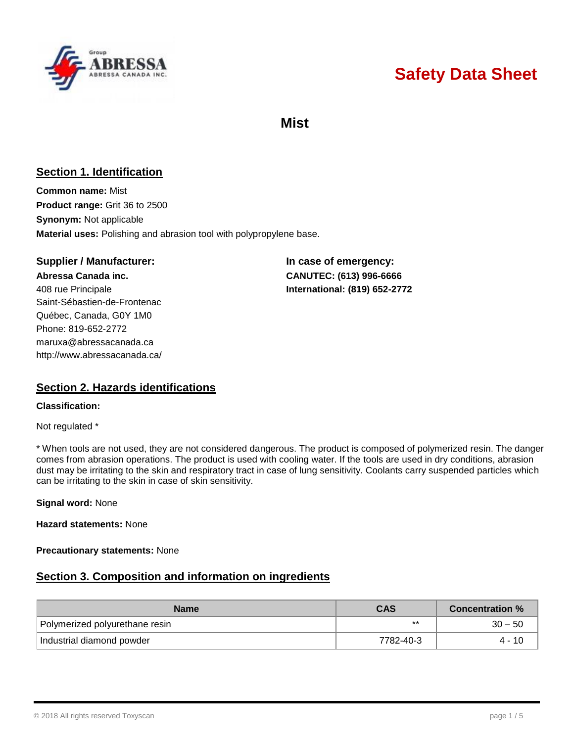# Safety Data Sheet

## Mist

### Section 1. Identification

**Common name:** Mist
**Product range:** Grit 36 to 2500
**Synonym:** Not applicable
**Material uses:** Polishing and abrasion tool with polypropylene base.

**Supplier / Manufacturer:**
**Abressa Canada inc.**
408 rue Principale
Saint-Sébastien-de-Frontenac
Québec, Canada, G0Y 1M0
Phone: 819-652-2772
maruxa@abressacanada.ca
http://www.abressacanada.ca/

**In case of emergency:**
**CANUTEC: (613) 996-6666**
**International: (819) 652-2772**

### Section 2. Hazards identifications

**Classification:**

Not regulated *

* When tools are not used, they are not considered dangerous. The product is composed of polymerized resin. The danger comes from abrasion operations. The product is used with cooling water. If the tools are used in dry conditions, abrasion dust may be irritating to the skin and respiratory tract in case of lung sensitivity. Coolants carry suspended particles which can be irritating to the skin in case of skin sensitivity.

**Signal word:** None

**Hazard statements:** None

**Precautionary statements:** None

### Section 3. Composition and information on ingredients

| Name | CAS | Concentration % |
|---|---|---|
| Polymerized polyurethane resin | ** | 30 – 50 |
| Industrial diamond powder | 7782-40-3 | 4 - 10 |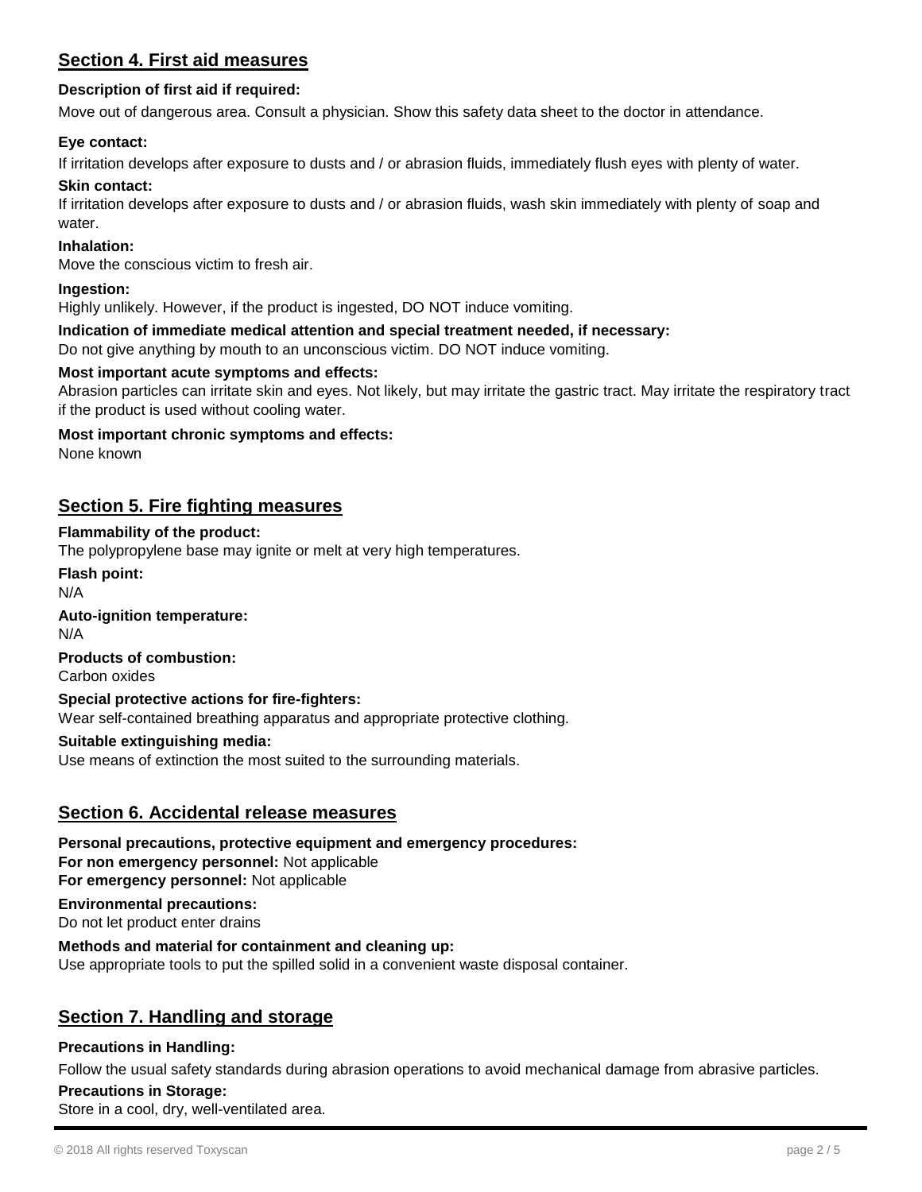## Section 4. First aid measures

**Description of first aid if required:**

Move out of dangerous area. Consult a physician. Show this safety data sheet to the doctor in attendance.

**Eye contact:**

If irritation develops after exposure to dusts and / or abrasion fluids, immediately flush eyes with plenty of water.

**Skin contact:**

If irritation develops after exposure to dusts and / or abrasion fluids, wash skin immediately with plenty of soap and water.

**Inhalation:**

Move the conscious victim to fresh air.

**Ingestion:**

Highly unlikely. However, if the product is ingested, DO NOT induce vomiting.

**Indication of immediate medical attention and special treatment needed, if necessary:**

Do not give anything by mouth to an unconscious victim. DO NOT induce vomiting.

**Most important acute symptoms and effects:**

Abrasion particles can irritate skin and eyes. Not likely, but may irritate the gastric tract. May irritate the respiratory tract if the product is used without cooling water.

**Most important chronic symptoms and effects:**

None known

## Section 5. Fire fighting measures

**Flammability of the product:**

The polypropylene base may ignite or melt at very high temperatures.

**Flash point:**

N/A

**Auto-ignition temperature:**

N/A

**Products of combustion:**

Carbon oxides

**Special protective actions for fire-fighters:**

Wear self-contained breathing apparatus and appropriate protective clothing.

**Suitable extinguishing media:**

Use means of extinction the most suited to the surrounding materials.

## Section 6. Accidental release measures

**Personal precautions, protective equipment and emergency procedures:**

**For non emergency personnel:** Not applicable

**For emergency personnel:** Not applicable

**Environmental precautions:**

Do not let product enter drains

**Methods and material for containment and cleaning up:**

Use appropriate tools to put the spilled solid in a convenient waste disposal container.

## Section 7. Handling and storage

**Precautions in Handling:**

Follow the usual safety standards during abrasion operations to avoid mechanical damage from abrasive particles.

**Precautions in Storage:**

Store in a cool, dry, well-ventilated area.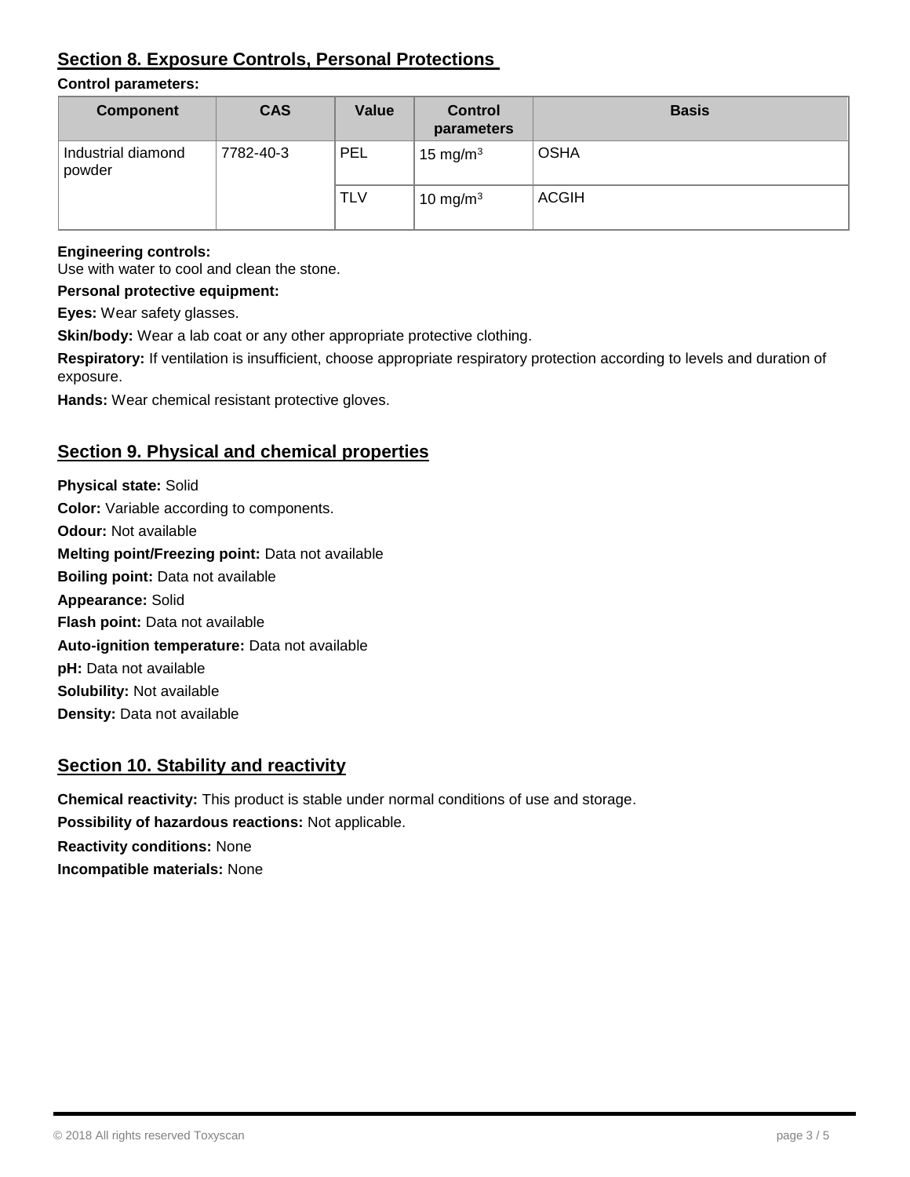## Section 8. Exposure Controls, Personal Protections

**Control parameters:**

| Component | CAS | Value | Control parameters | Basis |
|---|---|---|---|---|
| Industrial diamond powder | 7782-40-3 | PEL | 15 mg/m$^3$ | OSHA |
| | | TLV | 10 mg/m$^3$ | ACGIH |

**Engineering controls:**
Use with water to cool and clean the stone.

**Personal protective equipment:**

**Eyes:** Wear safety glasses.

**Skin/body:** Wear a lab coat or any other appropriate protective clothing.

**Respiratory:** If ventilation is insufficient, choose appropriate respiratory protection according to levels and duration of exposure.

**Hands:** Wear chemical resistant protective gloves.

## Section 9. Physical and chemical properties

**Physical state:** Solid

**Color:** Variable according to components.

**Odour:** Not available

**Melting point/Freezing point:** Data not available

**Boiling point:** Data not available

**Appearance:** Solid

**Flash point:** Data not available

**Auto-ignition temperature:** Data not available

**pH:** Data not available

**Solubility:** Not available

**Density:** Data not available

## Section 10. Stability and reactivity

**Chemical reactivity:** This product is stable under normal conditions of use and storage.

**Possibility of hazardous reactions:** Not applicable.

**Reactivity conditions:** None

**Incompatible materials:** None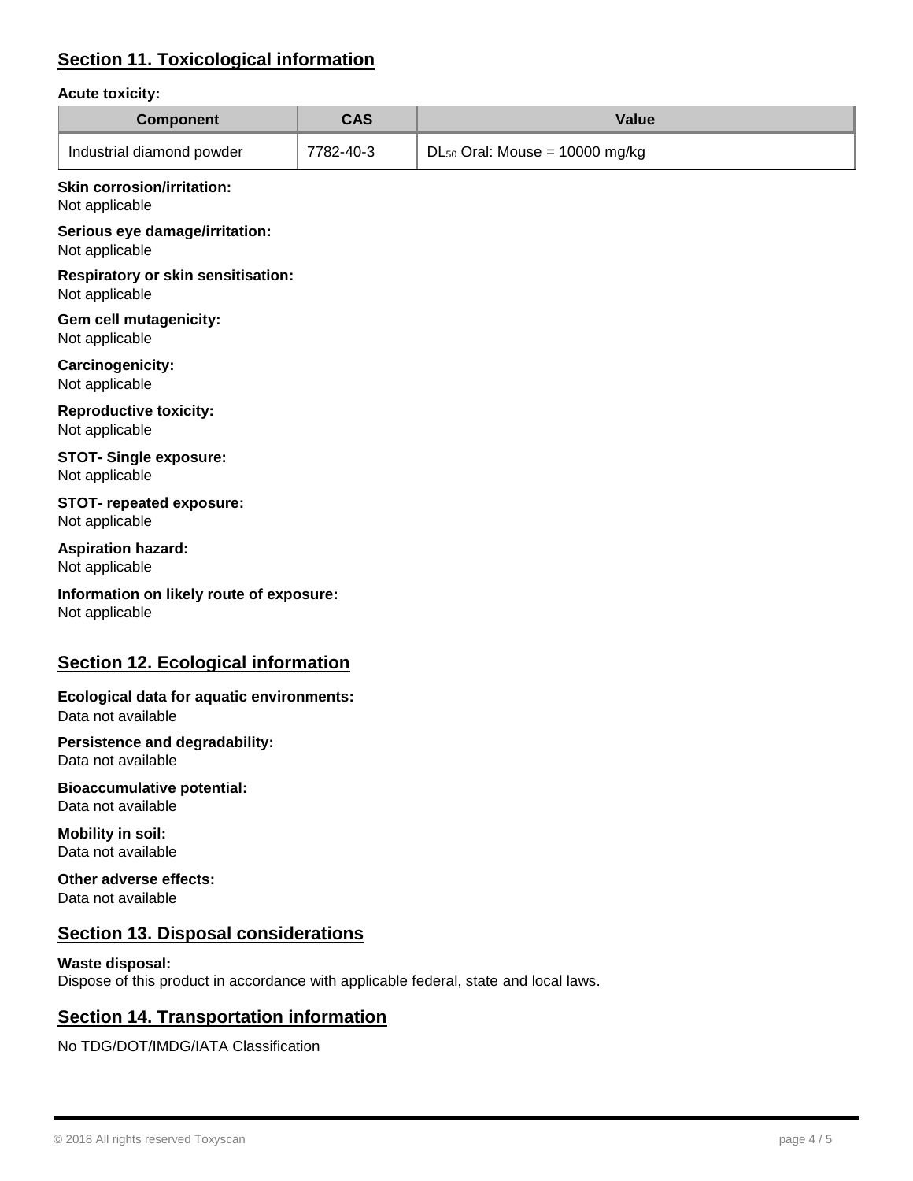## Section 11. Toxicological information

**Acute toxicity:**

| Component | CAS | Value |
| --- | --- | --- |
| Industrial diamond powder | 7782-40-3 | $DL_{50}$ Oral: Mouse = 10000 mg/kg |

**Skin corrosion/irritation:**
Not applicable

**Serious eye damage/irritation:**
Not applicable

**Respiratory or skin sensitisation:**
Not applicable

**Gem cell mutagenicity:**
Not applicable

**Carcinogenicity:**
Not applicable

**Reproductive toxicity:**
Not applicable

**STOT- Single exposure:**
Not applicable

**STOT- repeated exposure:**
Not applicable

**Aspiration hazard:**
Not applicable

**Information on likely route of exposure:**
Not applicable

## Section 12. Ecological information

**Ecological data for aquatic environments:**
Data not available

**Persistence and degradability:**
Data not available

**Bioaccumulative potential:**
Data not available

**Mobility in soil:**
Data not available

**Other adverse effects:**
Data not available

## Section 13. Disposal considerations

**Waste disposal:**
Dispose of this product in accordance with applicable federal, state and local laws.

## Section 14. Transportation information

No TDG/DOT/IMDG/IATA Classification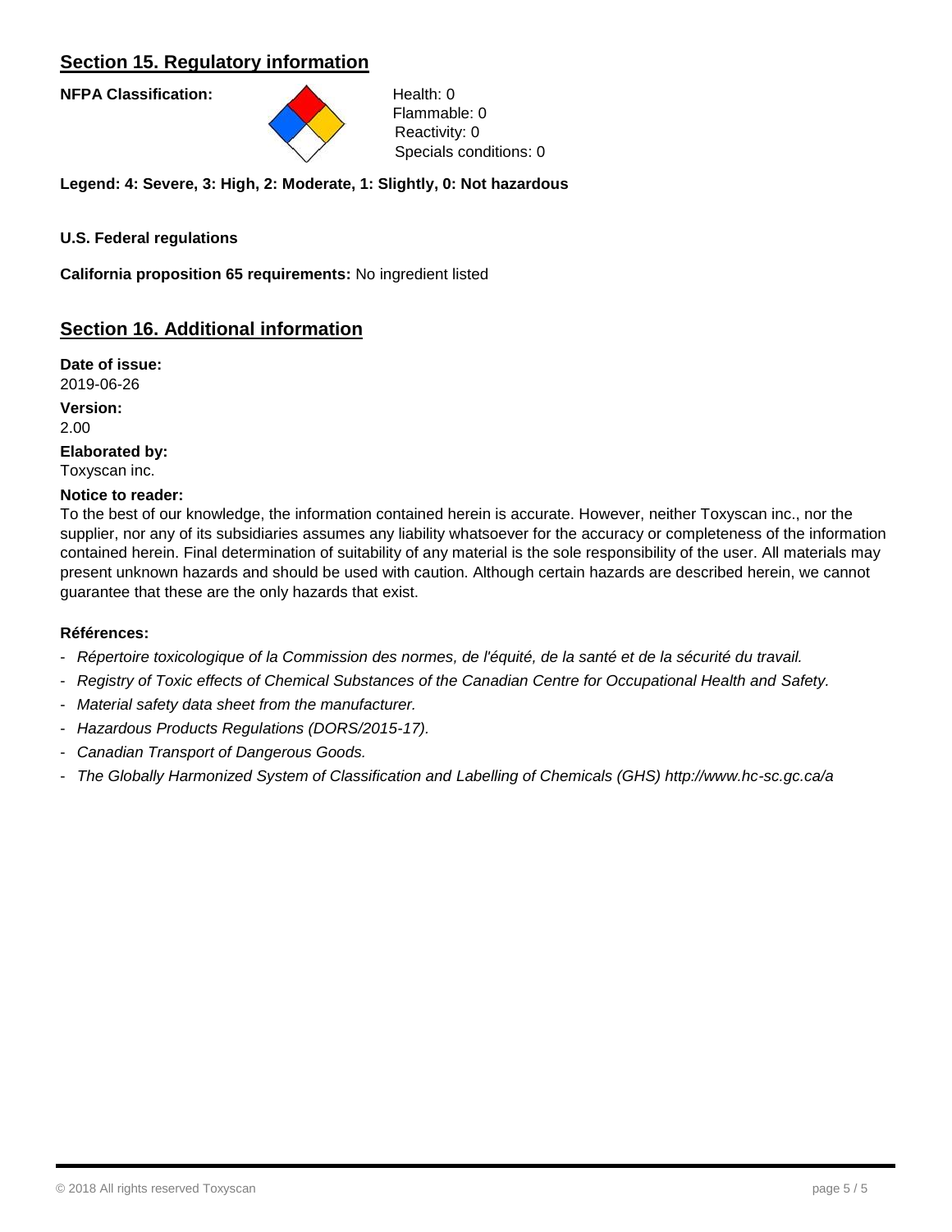## Section 15. Regulatory information

**NFPA Classification:**

Health: 0
Flammable: 0
Reactivity: 0
Specials conditions: 0

**Legend: 4: Severe, 3: High, 2: Moderate, 1: Slightly, 0: Not hazardous**

**U.S. Federal regulations**

**California proposition 65 requirements:** No ingredient listed

## Section 16. Additional information

**Date of issue:**
2019-06-26

**Version:**
2.00

**Elaborated by:**
Toxyscan inc.

**Notice to reader:**
To the best of our knowledge, the information contained herein is accurate. However, neither Toxyscan inc., nor the supplier, nor any of its subsidiaries assumes any liability whatsoever for the accuracy or completeness of the information contained herein. Final determination of suitability of any material is the sole responsibility of the user. All materials may present unknown hazards and should be used with caution. Although certain hazards are described herein, we cannot guarantee that these are the only hazards that exist.

**Références:**

- *Répertoire toxicologique of la Commission des normes, de l'équité, de la santé et de la sécurité du travail.*
- *Registry of Toxic effects of Chemical Substances of the Canadian Centre for Occupational Health and Safety.*
- *Material safety data sheet from the manufacturer.*
- *Hazardous Products Regulations (DORS/2015-17).*
- *Canadian Transport of Dangerous Goods.*
- *The Globally Harmonized System of Classification and Labelling of Chemicals (GHS) http://www.hc-sc.gc.ca/a*

© 2018 All rights reserved Toxyscan